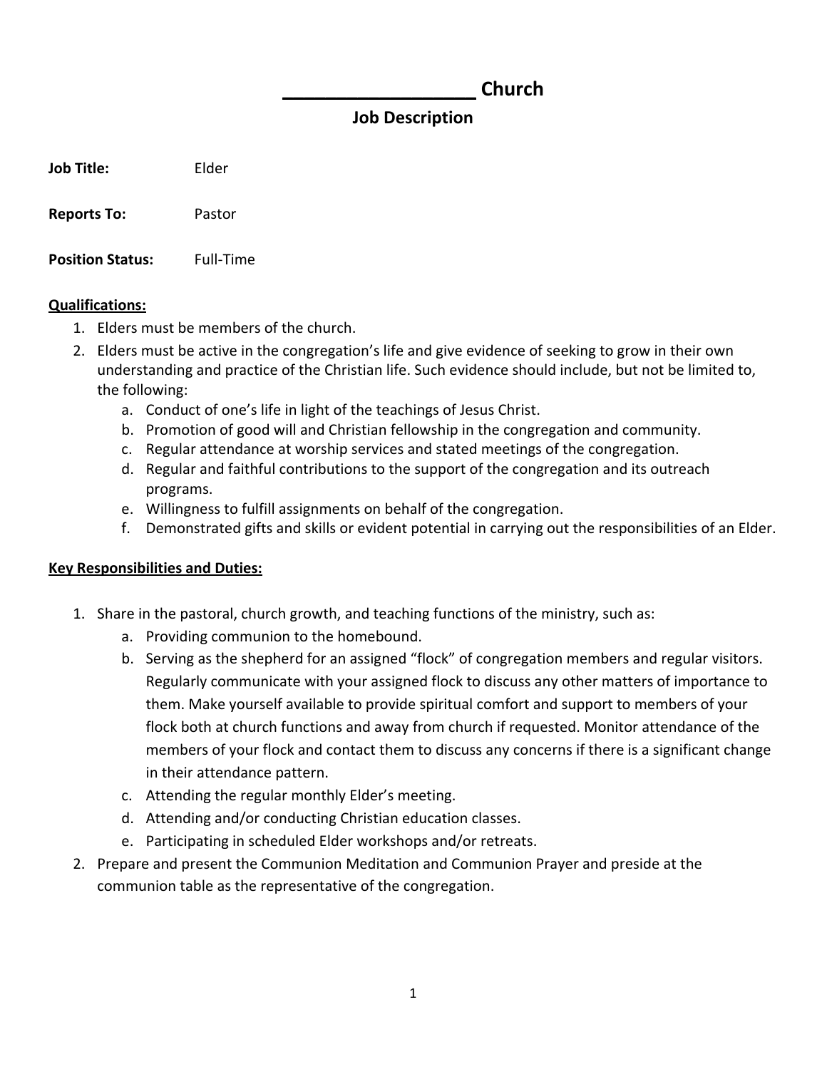# __________________ Church

## Job Description

**Job Title:** Elder

**Reports To:** Pastor

**Position Status:** Full-Time

**Qualifications:**

1. Elders must be members of the church.
2. Elders must be active in the congregation's life and give evidence of seeking to grow in their own understanding and practice of the Christian life. Such evidence should include, but not be limited to, the following:
   a. Conduct of one's life in light of the teachings of Jesus Christ.
   b. Promotion of good will and Christian fellowship in the congregation and community.
   c. Regular attendance at worship services and stated meetings of the congregation.
   d. Regular and faithful contributions to the support of the congregation and its outreach programs.
   e. Willingness to fulfill assignments on behalf of the congregation.
   f. Demonstrated gifts and skills or evident potential in carrying out the responsibilities of an Elder.

**Key Responsibilities and Duties:**

1. Share in the pastoral, church growth, and teaching functions of the ministry, such as:
   a. Providing communion to the homebound.
   b. Serving as the shepherd for an assigned "flock" of congregation members and regular visitors. Regularly communicate with your assigned flock to discuss any other matters of importance to them. Make yourself available to provide spiritual comfort and support to members of your flock both at church functions and away from church if requested. Monitor attendance of the members of your flock and contact them to discuss any concerns if there is a significant change in their attendance pattern.
   c. Attending the regular monthly Elder's meeting.
   d. Attending and/or conducting Christian education classes.
   e. Participating in scheduled Elder workshops and/or retreats.
2. Prepare and present the Communion Meditation and Communion Prayer and preside at the communion table as the representative of the congregation.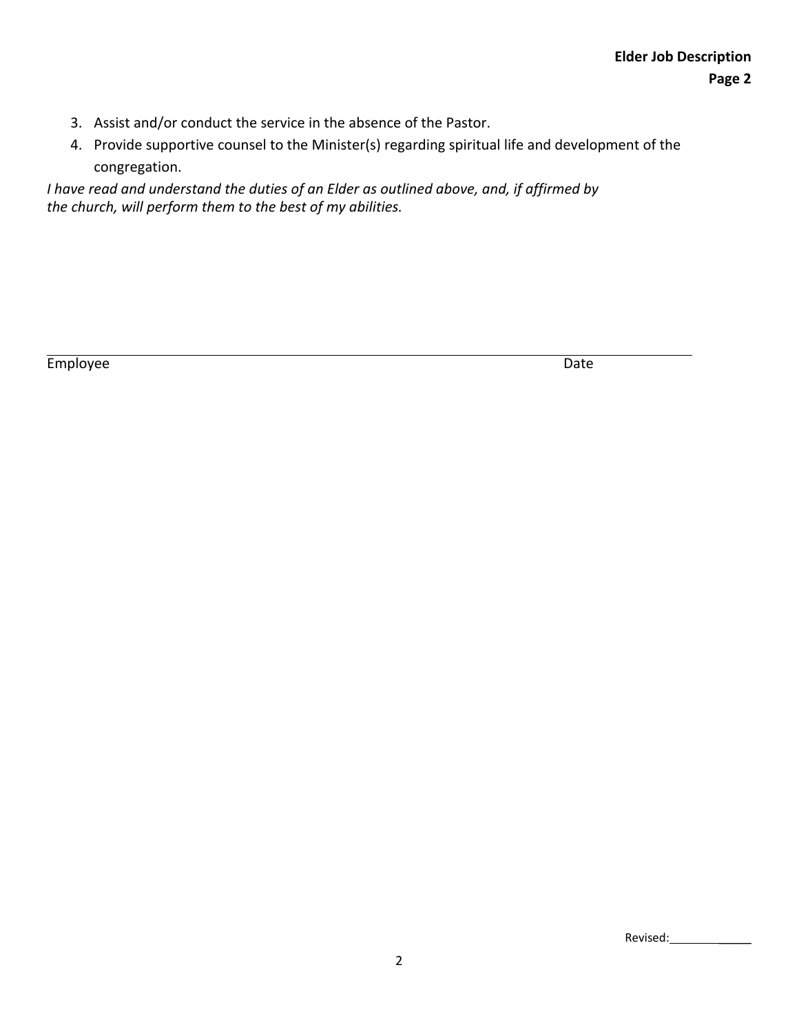3. Assist and/or conduct the service in the absence of the Pastor.
4. Provide supportive counsel to the Minister(s) regarding spiritual life and development of the congregation.

*I have read and understand the duties of an Elder as outlined above, and, if affirmed by the church, will perform them to the best of my abilities.*

\_\_\_\_\_\_\_\_\_\_\_\_\_\_\_\_\_\_\_\_\_\_\_\_\_\_\_\_\_\_\_\_\_\_\_\_\_\_\_\_\_\_\_\_\_\_\_\_\_\_\_\_\_\_\_\_\_\_\_\_\_\_\_\_\_\_\_\_\_\_\_\_\_\_\_\_\_\_

Employee                                                                                                    Date

Revised:\_\_\_\_\_\_\_\_\_\_\_\_